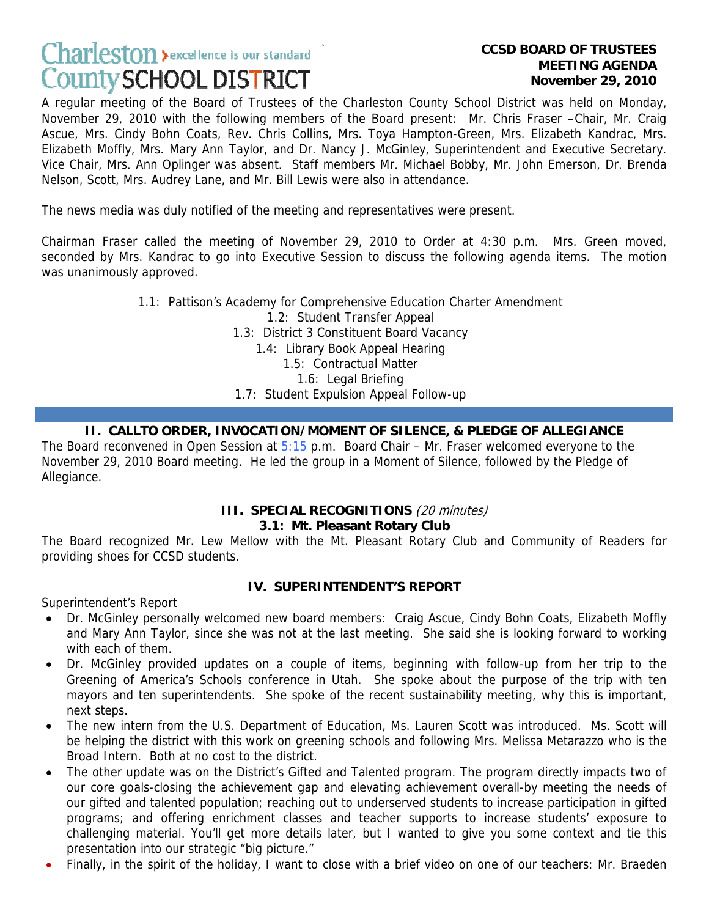**CCSD BOARD OF TRUSTEES MEETING AGENDA November 29, 2010**

Charleston County SCHOOL DISTRICT — excellence is our standard

A regular meeting of the Board of Trustees of the Charleston County School District was held on Monday, November 29, 2010 with the following members of the Board present: Mr. Chris Fraser –Chair, Mr. Craig Ascue, Mrs. Cindy Bohn Coats, Rev. Chris Collins, Mrs. Toya Hampton-Green, Mrs. Elizabeth Kandrac, Mrs. Elizabeth Moffly, Mrs. Mary Ann Taylor, and Dr. Nancy J. McGinley, Superintendent and Executive Secretary. Vice Chair, Mrs. Ann Oplinger was absent. Staff members Mr. Michael Bobby, Mr. John Emerson, Dr. Brenda Nelson, Scott, Mrs. Audrey Lane, and Mr. Bill Lewis were also in attendance.

The news media was duly notified of the meeting and representatives were present.

Chairman Fraser called the meeting of November 29, 2010 to Order at 4:30 p.m. Mrs. Green moved, seconded by Mrs. Kandrac to go into Executive Session to discuss the following agenda items. The motion was unanimously approved.

1.1: Pattison's Academy for Comprehensive Education Charter Amendment
1.2: Student Transfer Appeal
1.3: District 3 Constituent Board Vacancy
1.4: Library Book Appeal Hearing
1.5: Contractual Matter
1.6: Legal Briefing
1.7: Student Expulsion Appeal Follow-up

## II. CALLTO ORDER, INVOCATION/MOMENT OF SILENCE, & PLEDGE OF ALLEGIANCE

The Board reconvened in Open Session at 5:15 p.m. Board Chair – Mr. Fraser welcomed everyone to the November 29, 2010 Board meeting. He led the group in a Moment of Silence, followed by the Pledge of Allegiance.

## III. SPECIAL RECOGNITIONS *(20 minutes)*

### 3.1: Mt. Pleasant Rotary Club

The Board recognized Mr. Lew Mellow with the Mt. Pleasant Rotary Club and Community of Readers for providing shoes for CCSD students.

## IV. SUPERINTENDENT'S REPORT

Superintendent's Report

- Dr. McGinley personally welcomed new board members: Craig Ascue, Cindy Bohn Coats, Elizabeth Moffly and Mary Ann Taylor, since she was not at the last meeting. She said she is looking forward to working with each of them.
- Dr. McGinley provided updates on a couple of items, beginning with follow-up from her trip to the Greening of America's Schools conference in Utah. She spoke about the purpose of the trip with ten mayors and ten superintendents. She spoke of the recent sustainability meeting, why this is important, next steps.
- The new intern from the U.S. Department of Education, Ms. Lauren Scott was introduced. Ms. Scott will be helping the district with this work on greening schools and following Mrs. Melissa Metarazzo who is the Broad Intern. Both at no cost to the district.
- The other update was on the District's Gifted and Talented program. The program directly impacts two of our core goals-closing the achievement gap and elevating achievement overall-by meeting the needs of our gifted and talented population; reaching out to underserved students to increase participation in gifted programs; and offering enrichment classes and teacher supports to increase students' exposure to challenging material. You'll get more details later, but I wanted to give you some context and tie this presentation into our strategic "big picture."
- Finally, in the spirit of the holiday, I want to close with a brief video on one of our teachers: Mr. Braeden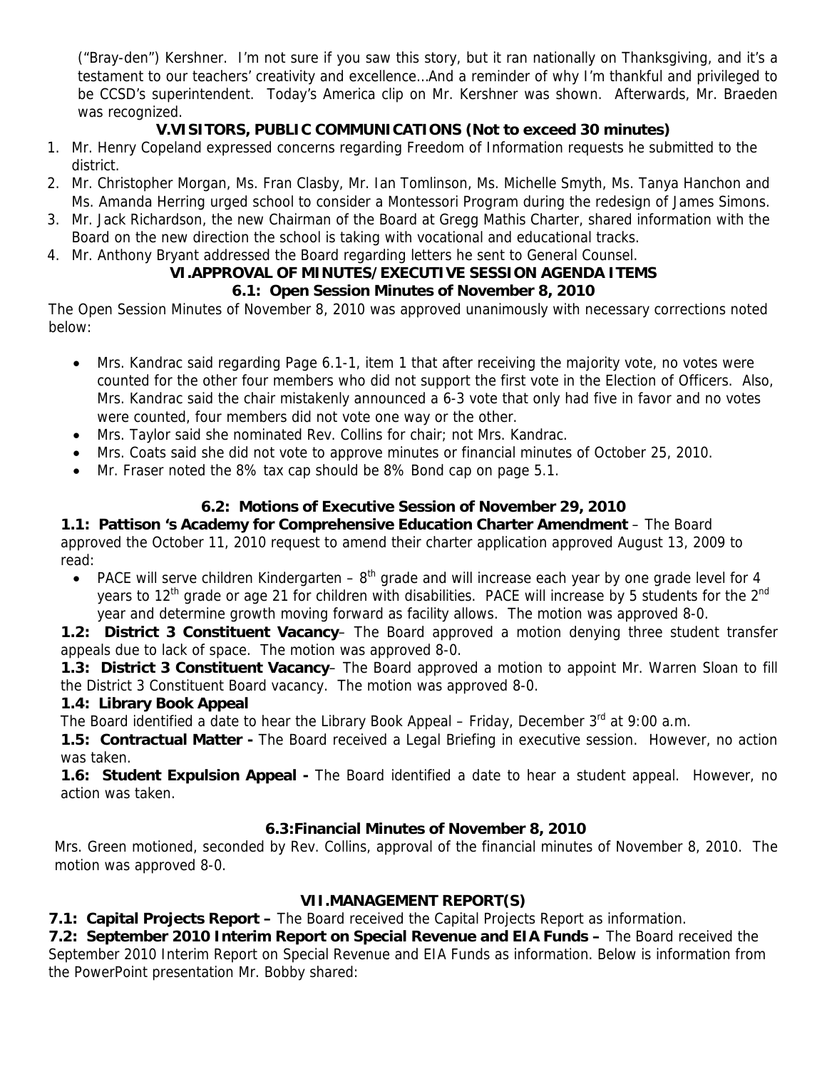("Bray-den") Kershner. I'm not sure if you saw this story, but it ran nationally on Thanksgiving, and it's a testament to our teachers' creativity and excellence…And a reminder of why I'm thankful and privileged to be CCSD's superintendent. Today's America clip on Mr. Kershner was shown. Afterwards, Mr. Braeden was recognized.

## V.VISITORS, PUBLIC COMMUNICATIONS (Not to exceed 30 minutes)

1. Mr. Henry Copeland expressed concerns regarding Freedom of Information requests he submitted to the district.
2. Mr. Christopher Morgan, Ms. Fran Clasby, Mr. Ian Tomlinson, Ms. Michelle Smyth, Ms. Tanya Hanchon and Ms. Amanda Herring urged school to consider a Montessori Program during the redesign of James Simons.
3. Mr. Jack Richardson, the new Chairman of the Board at Gregg Mathis Charter, shared information with the Board on the new direction the school is taking with vocational and educational tracks.
4. Mr. Anthony Bryant addressed the Board regarding letters he sent to General Counsel.

## VI.APPROVAL OF MINUTES/EXECUTIVE SESSION AGENDA ITEMS

### 6.1: Open Session Minutes of November 8, 2010

The Open Session Minutes of November 8, 2010 was approved unanimously with necessary corrections noted below:

- Mrs. Kandrac said regarding Page 6.1-1, item 1 that after receiving the majority vote, no votes were counted for the other four members who did not support the first vote in the Election of Officers. Also, Mrs. Kandrac said the chair mistakenly announced a 6-3 vote that only had five in favor and no votes were counted, four members did not vote one way or the other.
- Mrs. Taylor said she nominated Rev. Collins for chair; not Mrs. Kandrac.
- Mrs. Coats said she did not vote to approve minutes or financial minutes of October 25, 2010.
- Mr. Fraser noted the 8% tax cap should be 8% Bond cap on page 5.1.

### 6.2: Motions of Executive Session of November 29, 2010

**1.1: Pattison 's Academy for Comprehensive Education Charter Amendment** – The Board approved the October 11, 2010 request to amend their charter application approved August 13, 2009 to read:

- PACE will serve children Kindergarten – 8th grade and will increase each year by one grade level for 4 years to 12th grade or age 21 for children with disabilities. PACE will increase by 5 students for the 2nd year and determine growth moving forward as facility allows. The motion was approved 8-0.

**1.2: District 3 Constituent Vacancy**– The Board approved a motion denying three student transfer appeals due to lack of space. The motion was approved 8-0.

**1.3: District 3 Constituent Vacancy**– The Board approved a motion to appoint Mr. Warren Sloan to fill the District 3 Constituent Board vacancy. The motion was approved 8-0.

**1.4: Library Book Appeal**

The Board identified a date to hear the Library Book Appeal – Friday, December 3rd at 9:00 a.m.

**1.5: Contractual Matter -** The Board received a Legal Briefing in executive session. However, no action was taken.

**1.6: Student Expulsion Appeal -** The Board identified a date to hear a student appeal. However, no action was taken.

### 6.3:Financial Minutes of November 8, 2010

Mrs. Green motioned, seconded by Rev. Collins, approval of the financial minutes of November 8, 2010. The motion was approved 8-0.

## VII.MANAGEMENT REPORT(S)

**7.1: Capital Projects Report –** The Board received the Capital Projects Report as information.

**7.2: September 2010 Interim Report on Special Revenue and EIA Funds –** The Board received the September 2010 Interim Report on Special Revenue and EIA Funds as information. Below is information from the PowerPoint presentation Mr. Bobby shared: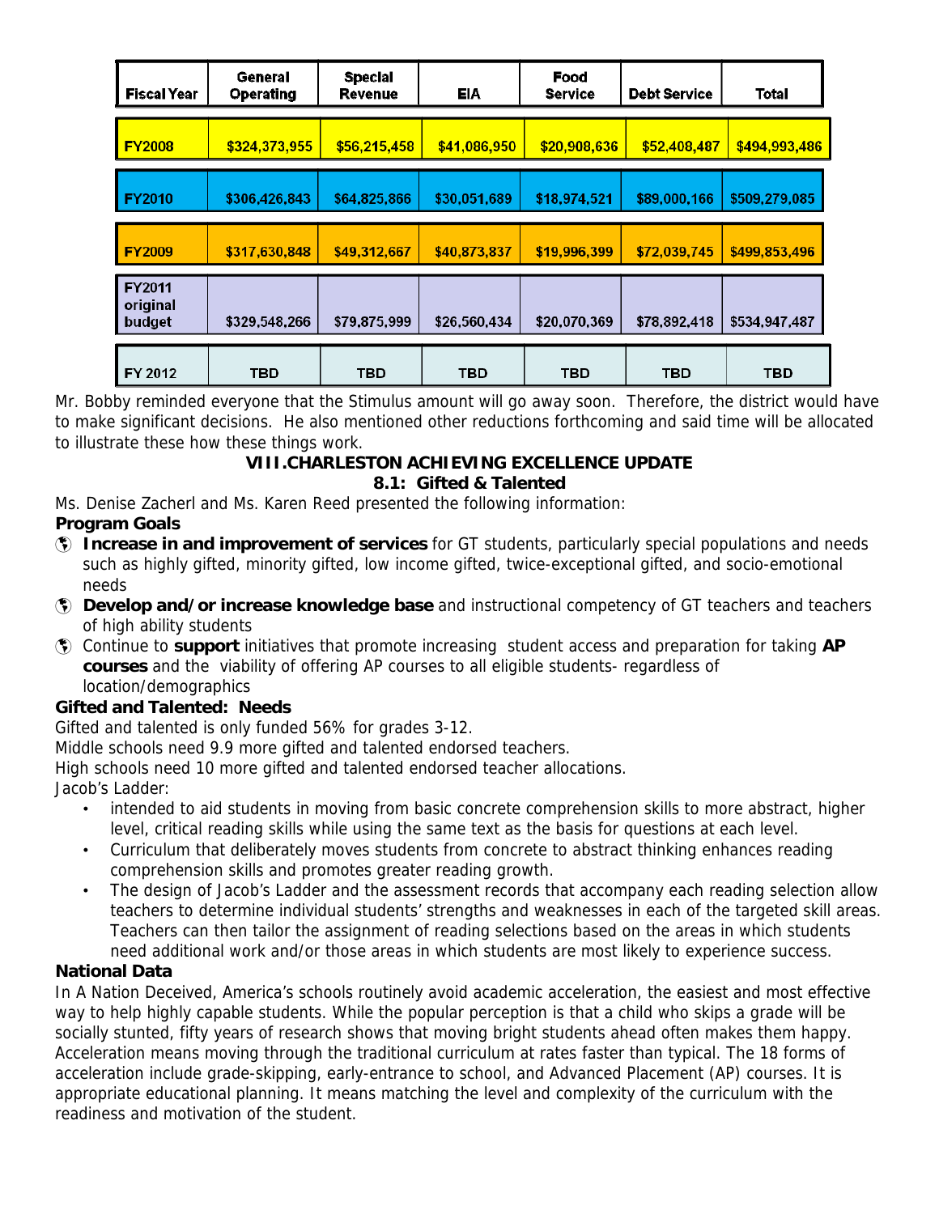| Fiscal Year | General Operating | Special Revenue | EIA | Food Service | Debt Service | Total |
|---|---|---|---|---|---|---|
| FY2008 | $324,373,955 | $56,215,458 | $41,086,950 | $20,908,636 | $52,408,487 | $494,993,486 |
| FY2010 | $306,426,843 | $64,825,866 | $30,051,689 | $18,974,521 | $89,000,166 | $509,279,085 |
| FY2009 | $317,630,848 | $49,312,667 | $40,873,837 | $19,996,399 | $72,039,745 | $499,853,496 |
| FY2011 original budget | $329,548,266 | $79,875,999 | $26,560,434 | $20,070,369 | $78,892,418 | $534,947,487 |
| FY 2012 | TBD | TBD | TBD | TBD | TBD | TBD |

Mr. Bobby reminded everyone that the Stimulus amount will go away soon. Therefore, the district would have to make significant decisions. He also mentioned other reductions forthcoming and said time will be allocated to illustrate these how these things work.

## VIII.CHARLESTON ACHIEVING EXCELLENCE UPDATE

### 8.1: Gifted & Talented

Ms. Denise Zacherl and Ms. Karen Reed presented the following information:

**Program Goals**

- **Increase in and improvement of services** for GT students, particularly special populations and needs such as highly gifted, minority gifted, low income gifted, twice-exceptional gifted, and socio-emotional needs
- **Develop and/or increase knowledge base** and instructional competency of GT teachers and teachers of high ability students
- Continue to **support** initiatives that promote increasing student access and preparation for taking **AP courses** and the viability of offering AP courses to all eligible students- regardless of location/demographics

**Gifted and Talented: Needs**

Gifted and talented is only funded 56% for grades 3-12.

Middle schools need 9.9 more gifted and talented endorsed teachers.

High schools need 10 more gifted and talented endorsed teacher allocations.

Jacob's Ladder:

- intended to aid students in moving from basic concrete comprehension skills to more abstract, higher level, critical reading skills while using the same text as the basis for questions at each level.
- Curriculum that deliberately moves students from concrete to abstract thinking enhances reading comprehension skills and promotes greater reading growth.
- The design of Jacob's Ladder and the assessment records that accompany each reading selection allow teachers to determine individual students' strengths and weaknesses in each of the targeted skill areas. Teachers can then tailor the assignment of reading selections based on the areas in which students need additional work and/or those areas in which students are most likely to experience success.

**National Data**

In A Nation Deceived, America's schools routinely avoid academic acceleration, the easiest and most effective way to help highly capable students. While the popular perception is that a child who skips a grade will be socially stunted, fifty years of research shows that moving bright students ahead often makes them happy. Acceleration means moving through the traditional curriculum at rates faster than typical. The 18 forms of acceleration include grade-skipping, early-entrance to school, and Advanced Placement (AP) courses. It is appropriate educational planning. It means matching the level and complexity of the curriculum with the readiness and motivation of the student.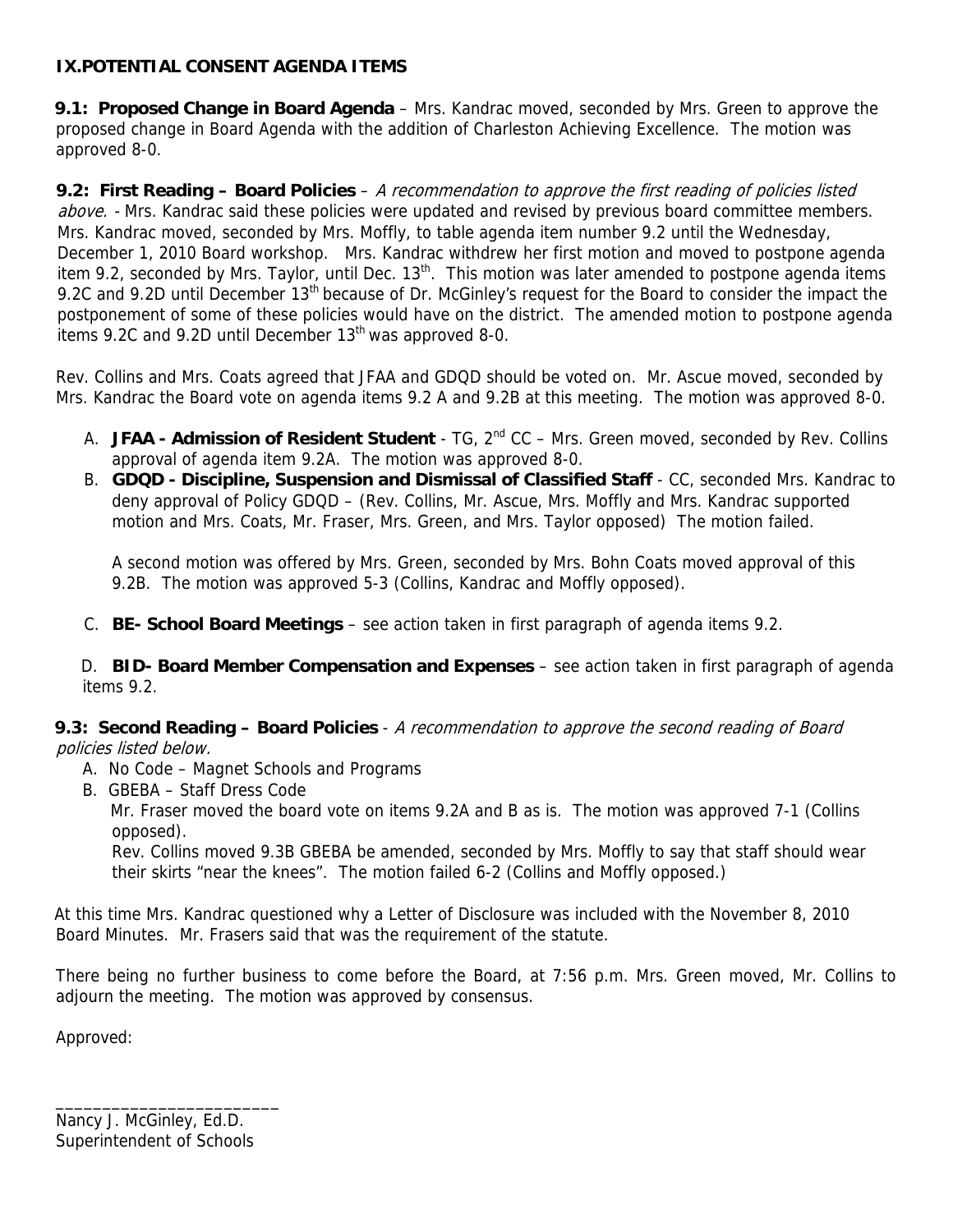## IX.POTENTIAL CONSENT AGENDA ITEMS

**9.1: Proposed Change in Board Agenda** – Mrs. Kandrac moved, seconded by Mrs. Green to approve the proposed change in Board Agenda with the addition of Charleston Achieving Excellence. The motion was approved 8-0.

**9.2: First Reading – Board Policies** – *A recommendation to approve the first reading of policies listed above.* - Mrs. Kandrac said these policies were updated and revised by previous board committee members. Mrs. Kandrac moved, seconded by Mrs. Moffly, to table agenda item number 9.2 until the Wednesday, December 1, 2010 Board workshop. Mrs. Kandrac withdrew her first motion and moved to postpone agenda item 9.2, seconded by Mrs. Taylor, until Dec. 13th. This motion was later amended to postpone agenda items 9.2C and 9.2D until December 13th because of Dr. McGinley's request for the Board to consider the impact the postponement of some of these policies would have on the district. The amended motion to postpone agenda items 9.2C and 9.2D until December 13th was approved 8-0.

Rev. Collins and Mrs. Coats agreed that JFAA and GDQD should be voted on. Mr. Ascue moved, seconded by Mrs. Kandrac the Board vote on agenda items 9.2 A and 9.2B at this meeting. The motion was approved 8-0.

A. **JFAA - Admission of Resident Student** - TG, 2nd CC – Mrs. Green moved, seconded by Rev. Collins approval of agenda item 9.2A. The motion was approved 8-0.

B. **GDQD - Discipline, Suspension and Dismissal of Classified Staff** - CC, seconded Mrs. Kandrac to deny approval of Policy GDQD – (Rev. Collins, Mr. Ascue, Mrs. Moffly and Mrs. Kandrac supported motion and Mrs. Coats, Mr. Fraser, Mrs. Green, and Mrs. Taylor opposed) The motion failed.

   A second motion was offered by Mrs. Green, seconded by Mrs. Bohn Coats moved approval of this 9.2B. The motion was approved 5-3 (Collins, Kandrac and Moffly opposed).

C. **BE- School Board Meetings** – see action taken in first paragraph of agenda items 9.2.

D. **BID- Board Member Compensation and Expenses** – see action taken in first paragraph of agenda items 9.2.

**9.3: Second Reading – Board Policies** - *A recommendation to approve the second reading of Board policies listed below.*

A. No Code – Magnet Schools and Programs

B. GBEBA – Staff Dress Code

   Mr. Fraser moved the board vote on items 9.2A and B as is. The motion was approved 7-1 (Collins opposed).

   Rev. Collins moved 9.3B GBEBA be amended, seconded by Mrs. Moffly to say that staff should wear their skirts "near the knees". The motion failed 6-2 (Collins and Moffly opposed.)

At this time Mrs. Kandrac questioned why a Letter of Disclosure was included with the November 8, 2010 Board Minutes. Mr. Frasers said that was the requirement of the statute.

There being no further business to come before the Board, at 7:56 p.m. Mrs. Green moved, Mr. Collins to adjourn the meeting. The motion was approved by consensus.

Approved:

_________________________

Nancy J. McGinley, Ed.D.
Superintendent of Schools